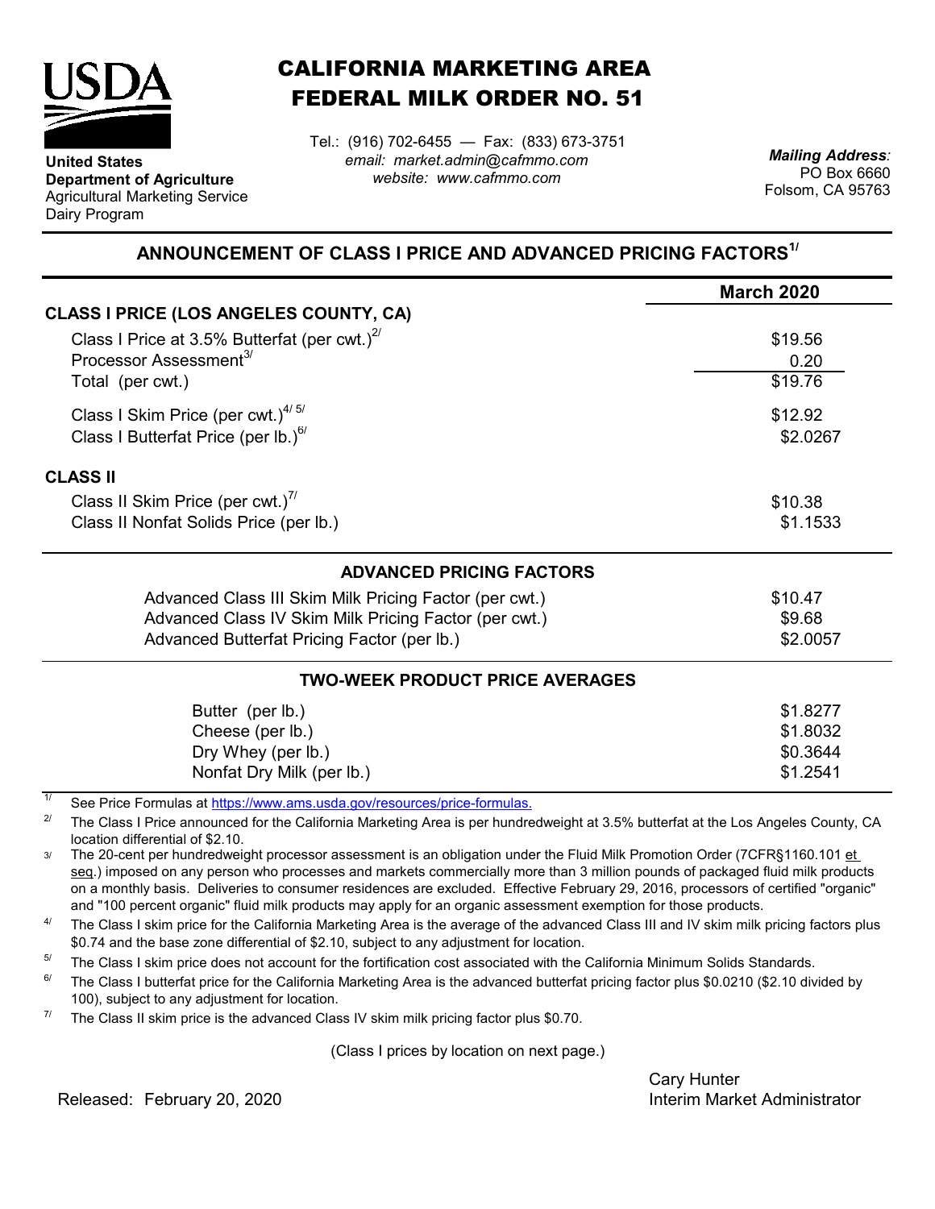**United States Department of Agriculture**
Agricultural Marketing Service
Dairy Program

# CALIFORNIA MARKETING AREA FEDERAL MILK ORDER NO. 51

Tel.: (916) 702-6455 — Fax: (833) 673-3751
*email: market.admin@cafmmo.com*
*website: www.cafmmo.com*

***Mailing Address:***
PO Box 6660
Folsom, CA 95763

## ANNOUNCEMENT OF CLASS I PRICE AND ADVANCED PRICING FACTORS[1/]

| | **March 2020** |
|---|---|
| **CLASS I PRICE (LOS ANGELES COUNTY, CA)** | |
| Class I Price at 3.5% Butterfat (per cwt.)[2/] | $19.56 |
| Processor Assessment[3/] | 0.20 |
| Total (per cwt.) | $19.76 |
| Class I Skim Price (per cwt.)[4/ 5/] | $12.92 |
| Class I Butterfat Price (per lb.)[6/] | $2.0267 |
| **CLASS II** | |
| Class II Skim Price (per cwt.)[7/] | $10.38 |
| Class II Nonfat Solids Price (per lb.) | $1.1533 |

### ADVANCED PRICING FACTORS

| | |
|---|---|
| Advanced Class III Skim Milk Pricing Factor (per cwt.) | $10.47 |
| Advanced Class IV Skim Milk Pricing Factor (per cwt.) | $9.68 |
| Advanced Butterfat Pricing Factor (per lb.) | $2.0057 |

### TWO-WEEK PRODUCT PRICE AVERAGES

| | |
|---|---|
| Butter (per lb.) | $1.8277 |
| Cheese (per lb.) | $1.8032 |
| Dry Whey (per lb.) | $0.3644 |
| Nonfat Dry Milk (per lb.) | $1.2541 |

1/ See Price Formulas at https://www.ams.usda.gov/resources/price-formulas.

2/ The Class I Price announced for the California Marketing Area is per hundredweight at 3.5% butterfat at the Los Angeles County, CA location differential of $2.10.

3/ The 20-cent per hundredweight processor assessment is an obligation under the Fluid Milk Promotion Order (7CFR§1160.101 et seq.) imposed on any person who processes and markets commercially more than 3 million pounds of packaged fluid milk products on a monthly basis. Deliveries to consumer residences are excluded. Effective February 29, 2016, processors of certified "organic" and "100 percent organic" fluid milk products may apply for an organic assessment exemption for those products.

4/ The Class I skim price for the California Marketing Area is the average of the advanced Class III and IV skim milk pricing factors plus $0.74 and the base zone differential of $2.10, subject to any adjustment for location.

5/ The Class I skim price does not account for the fortification cost associated with the California Minimum Solids Standards.

6/ The Class I butterfat price for the California Marketing Area is the advanced butterfat pricing factor plus $0.0210 ($2.10 divided by 100), subject to any adjustment for location.

7/ The Class II skim price is the advanced Class IV skim milk pricing factor plus $0.70.

(Class I prices by location on next page.)

Released: February 20, 2020

Cary Hunter
Interim Market Administrator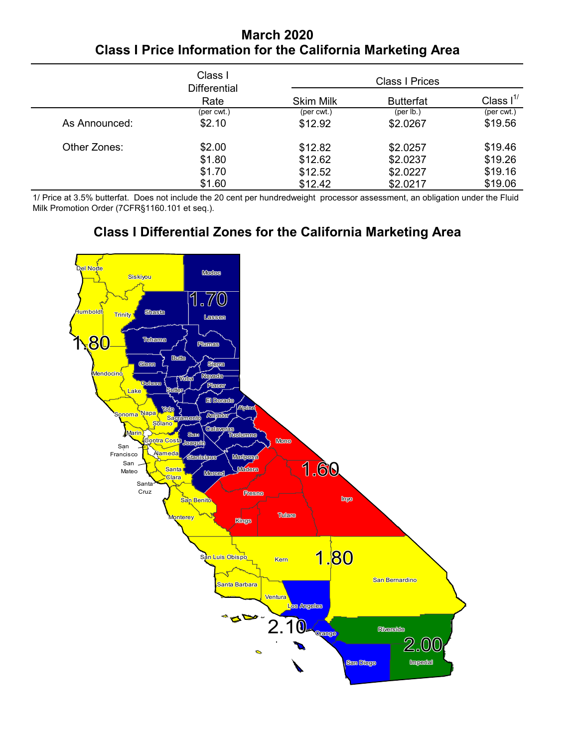# March 2020
# Class I Price Information for the California Marketing Area

| | Class I Differential Rate | Class I Prices | | |
|---|---|---|---|---|
| | | Skim Milk | Butterfat | Class I[1/] |
| | (per cwt.) | (per cwt.) | (per lb.) | (per cwt.) |
| As Announced: | $2.10 | $12.92 | $2.0267 | $19.56 |
| Other Zones: | $2.00 | $12.82 | $2.0257 | $19.46 |
| | $1.80 | $12.62 | $2.0237 | $19.26 |
| | $1.70 | $12.52 | $2.0227 | $19.16 |
| | $1.60 | $12.42 | $2.0217 | $19.06 |

1/ Price at 3.5% butterfat. Does not include the 20 cent per hundredweight processor assessment, an obligation under the Fluid Milk Promotion Order (7CFR§1160.101 et seq.).

## Class I Differential Zones for the California Marketing Area

Del Norte
Siskiyou
Modoc
1.70
Humboldt
Trinity
Shasta
Lassen
1.80
Tehama
Plumas
Butte
Glenn
Sierra
Mendocino
Yuba
Nevada
Colusa
Lake
Sutter
Placer
El Dorado
Yolo
Alpine
Sonoma
Napa
Sacramento
Amador
Solano
Calaveras
Marin
San Joaquin
Tuolumne
Mono
Contra Costa
San Francisco
Alameda
Stanislaus
Mariposa
San Mateo
Santa Clara
Madera
1.60
Merced
Santa Cruz
Fresno
San Benito
Inyo
Tulare
Monterey
Kings
San Luis Obispo
Kern
1.80
San Bernardino
Santa Barbara
Ventura
Los Angeles
2.10
Orange
Riverside
2.00
San Diego
Imperial